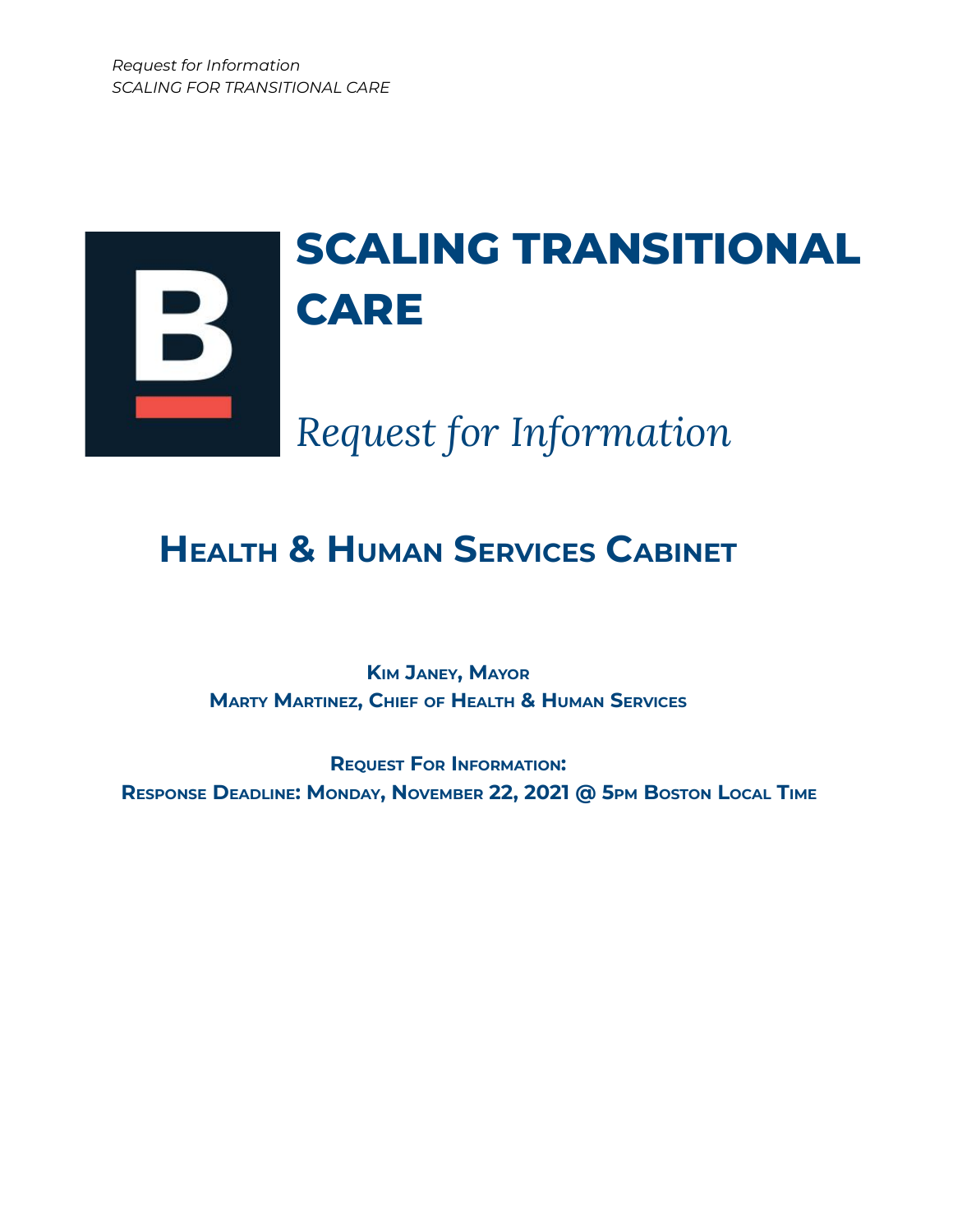# SCALING TRANSITIONAL CARE

*Request for Information*

## Health & Human Services Cabinet

**Kim Janey, Mayor**
**Marty Martinez, Chief of Health & Human Services**

**Request For Information:**
**Response Deadline: Monday, November 22, 2021 @ 5pm Boston Local Time**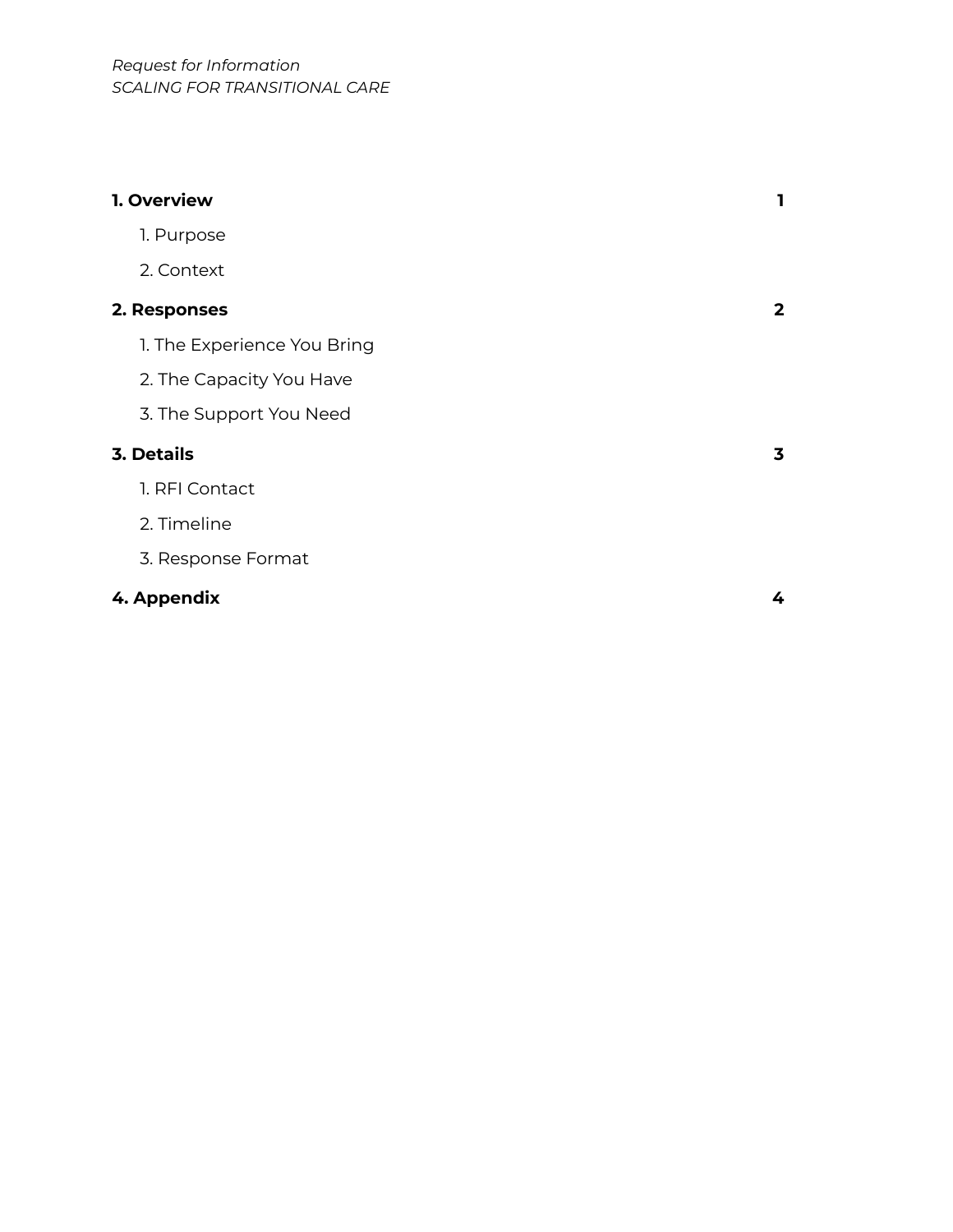*Request for Information*
*SCALING FOR TRANSITIONAL CARE*

| | |
|---|---|
| **1. Overview** | **1** |
| 1. Purpose | |
| 2. Context | |
| **2. Responses** | **2** |
| 1. The Experience You Bring | |
| 2. The Capacity You Have | |
| 3. The Support You Need | |
| **3. Details** | **3** |
| 1. RFI Contact | |
| 2. Timeline | |
| 3. Response Format | |
| **4. Appendix** | **4** |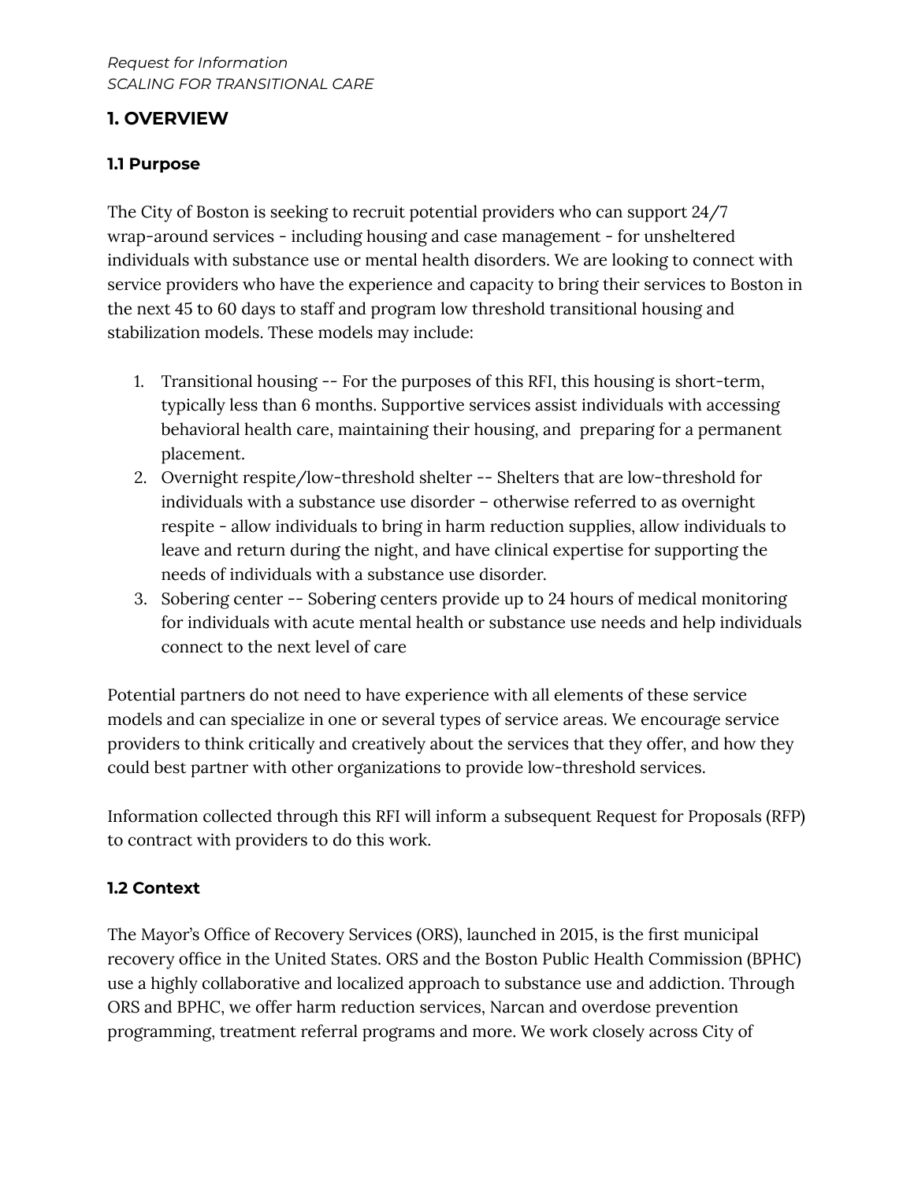*Request for Information*
*SCALING FOR TRANSITIONAL CARE*

## 1. OVERVIEW

### 1.1 Purpose

The City of Boston is seeking to recruit potential providers who can support 24/7 wrap-around services - including housing and case management - for unsheltered individuals with substance use or mental health disorders. We are looking to connect with service providers who have the experience and capacity to bring their services to Boston in the next 45 to 60 days to staff and program low threshold transitional housing and stabilization models. These models may include:

1. Transitional housing -- For the purposes of this RFI, this housing is short-term, typically less than 6 months. Supportive services assist individuals with accessing behavioral health care, maintaining their housing, and preparing for a permanent placement.
2. Overnight respite/low-threshold shelter -- Shelters that are low-threshold for individuals with a substance use disorder – otherwise referred to as overnight respite - allow individuals to bring in harm reduction supplies, allow individuals to leave and return during the night, and have clinical expertise for supporting the needs of individuals with a substance use disorder.
3. Sobering center -- Sobering centers provide up to 24 hours of medical monitoring for individuals with acute mental health or substance use needs and help individuals connect to the next level of care

Potential partners do not need to have experience with all elements of these service models and can specialize in one or several types of service areas. We encourage service providers to think critically and creatively about the services that they offer, and how they could best partner with other organizations to provide low-threshold services.

Information collected through this RFI will inform a subsequent Request for Proposals (RFP) to contract with providers to do this work.

### 1.2 Context

The Mayor's Office of Recovery Services (ORS), launched in 2015, is the first municipal recovery office in the United States. ORS and the Boston Public Health Commission (BPHC) use a highly collaborative and localized approach to substance use and addiction. Through ORS and BPHC, we offer harm reduction services, Narcan and overdose prevention programming, treatment referral programs and more. We work closely across City of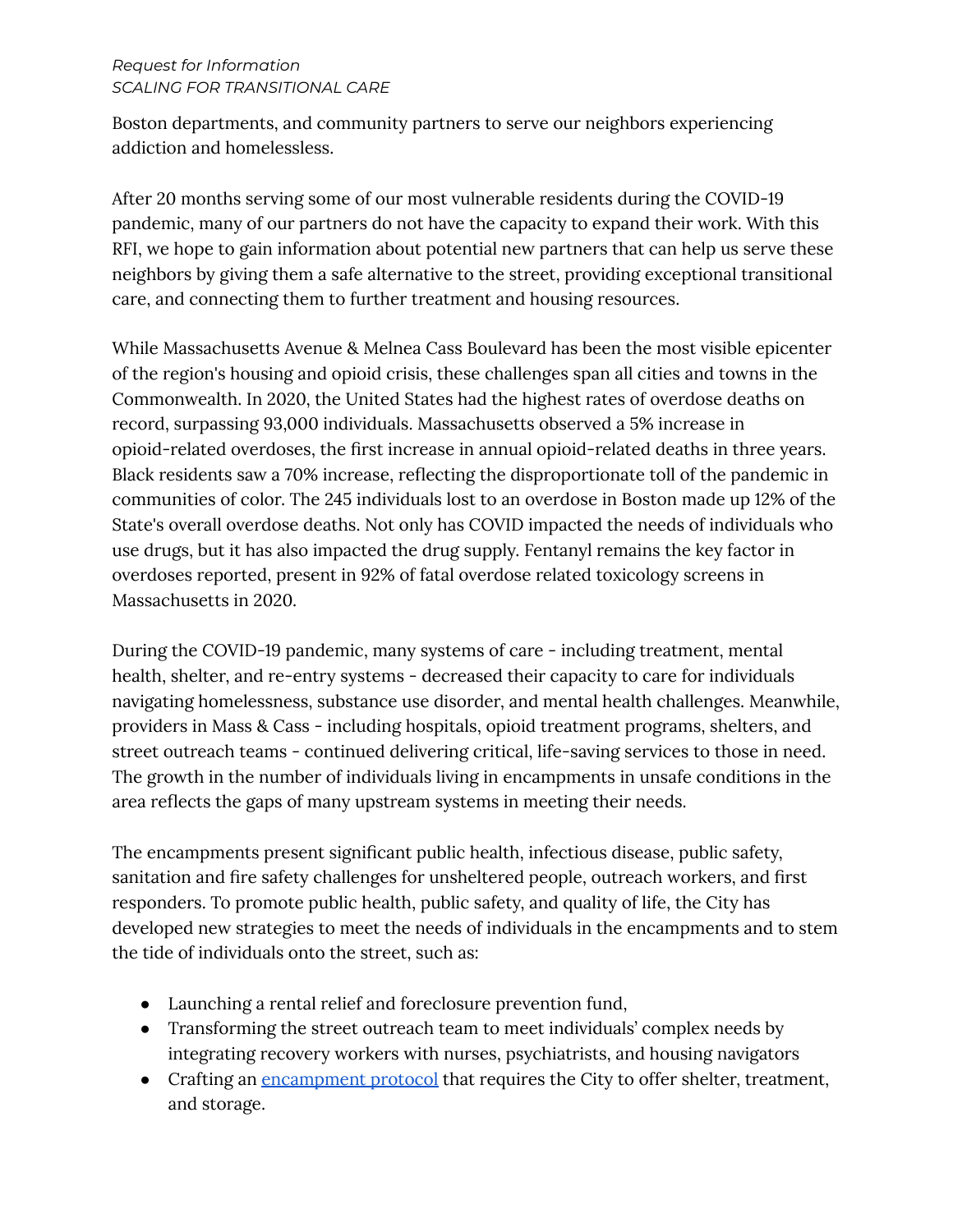Boston departments, and community partners to serve our neighbors experiencing addiction and homelessless.

After 20 months serving some of our most vulnerable residents during the COVID-19 pandemic, many of our partners do not have the capacity to expand their work. With this RFI, we hope to gain information about potential new partners that can help us serve these neighbors by giving them a safe alternative to the street, providing exceptional transitional care, and connecting them to further treatment and housing resources.

While Massachusetts Avenue & Melnea Cass Boulevard has been the most visible epicenter of the region's housing and opioid crisis, these challenges span all cities and towns in the Commonwealth. In 2020, the United States had the highest rates of overdose deaths on record, surpassing 93,000 individuals. Massachusetts observed a 5% increase in opioid-related overdoses, the first increase in annual opioid-related deaths in three years. Black residents saw a 70% increase, reflecting the disproportionate toll of the pandemic in communities of color. The 245 individuals lost to an overdose in Boston made up 12% of the State's overall overdose deaths. Not only has COVID impacted the needs of individuals who use drugs, but it has also impacted the drug supply. Fentanyl remains the key factor in overdoses reported, present in 92% of fatal overdose related toxicology screens in Massachusetts in 2020.

During the COVID-19 pandemic, many systems of care - including treatment, mental health, shelter, and re-entry systems - decreased their capacity to care for individuals navigating homelessness, substance use disorder, and mental health challenges. Meanwhile, providers in Mass & Cass - including hospitals, opioid treatment programs, shelters, and street outreach teams - continued delivering critical, life-saving services to those in need. The growth in the number of individuals living in encampments in unsafe conditions in the area reflects the gaps of many upstream systems in meeting their needs.

The encampments present significant public health, infectious disease, public safety, sanitation and fire safety challenges for unsheltered people, outreach workers, and first responders. To promote public health, public safety, and quality of life, the City has developed new strategies to meet the needs of individuals in the encampments and to stem the tide of individuals onto the street, such as:

- Launching a rental relief and foreclosure prevention fund,
- Transforming the street outreach team to meet individuals' complex needs by integrating recovery workers with nurses, psychiatrists, and housing navigators
- Crafting an encampment protocol that requires the City to offer shelter, treatment, and storage.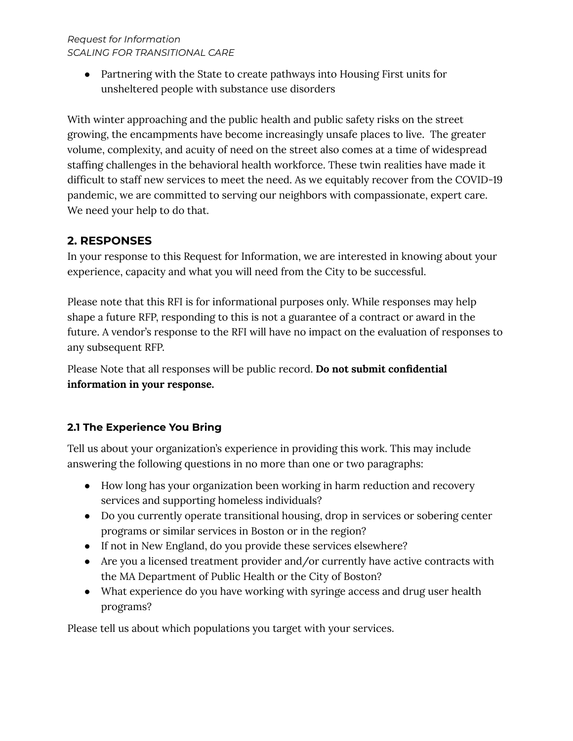- Partnering with the State to create pathways into Housing First units for unsheltered people with substance use disorders

With winter approaching and the public health and public safety risks on the street growing, the encampments have become increasingly unsafe places to live.  The greater volume, complexity, and acuity of need on the street also comes at a time of widespread staffing challenges in the behavioral health workforce. These twin realities have made it difficult to staff new services to meet the need. As we equitably recover from the COVID-19 pandemic, we are committed to serving our neighbors with compassionate, expert care. We need your help to do that.

## 2. RESPONSES

In your response to this Request for Information, we are interested in knowing about your experience, capacity and what you will need from the City to be successful.

Please note that this RFI is for informational purposes only. While responses may help shape a future RFP, responding to this is not a guarantee of a contract or award in the future. A vendor's response to the RFI will have no impact on the evaluation of responses to any subsequent RFP.

Please Note that all responses will be public record. **Do not submit confidential information in your response.**

### 2.1 The Experience You Bring

Tell us about your organization's experience in providing this work. This may include answering the following questions in no more than one or two paragraphs:

- How long has your organization been working in harm reduction and recovery services and supporting homeless individuals?
- Do you currently operate transitional housing, drop in services or sobering center programs or similar services in Boston or in the region?
- If not in New England, do you provide these services elsewhere?
- Are you a licensed treatment provider and/or currently have active contracts with the MA Department of Public Health or the City of Boston?
- What experience do you have working with syringe access and drug user health programs?

Please tell us about which populations you target with your services.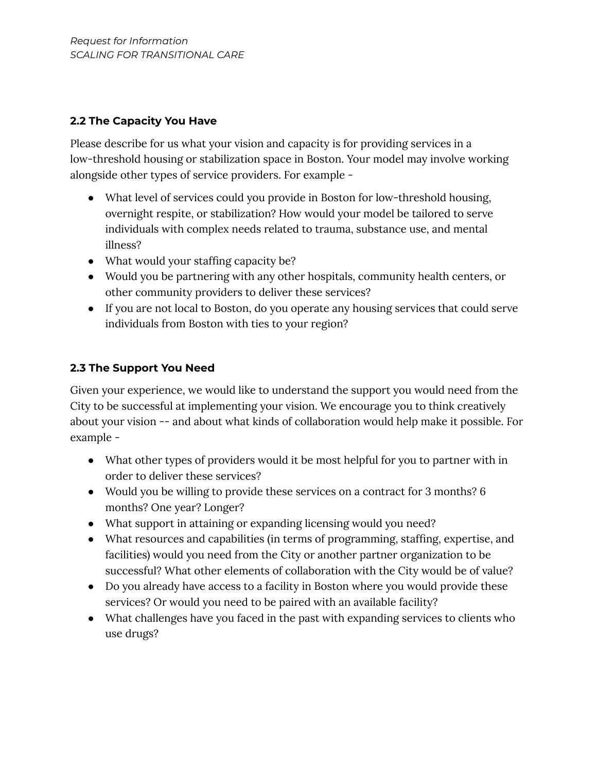### 2.2 The Capacity You Have

Please describe for us what your vision and capacity is for providing services in a low-threshold housing or stabilization space in Boston. Your model may involve working alongside other types of service providers. For example -

- What level of services could you provide in Boston for low-threshold housing, overnight respite, or stabilization? How would your model be tailored to serve individuals with complex needs related to trauma, substance use, and mental illness?
- What would your staffing capacity be?
- Would you be partnering with any other hospitals, community health centers, or other community providers to deliver these services?
- If you are not local to Boston, do you operate any housing services that could serve individuals from Boston with ties to your region?

### 2.3 The Support You Need

Given your experience, we would like to understand the support you would need from the City to be successful at implementing your vision. We encourage you to think creatively about your vision -- and about what kinds of collaboration would help make it possible. For example -

- What other types of providers would it be most helpful for you to partner with in order to deliver these services?
- Would you be willing to provide these services on a contract for 3 months? 6 months? One year? Longer?
- What support in attaining or expanding licensing would you need?
- What resources and capabilities (in terms of programming, staffing, expertise, and facilities) would you need from the City or another partner organization to be successful? What other elements of collaboration with the City would be of value?
- Do you already have access to a facility in Boston where you would provide these services? Or would you need to be paired with an available facility?
- What challenges have you faced in the past with expanding services to clients who use drugs?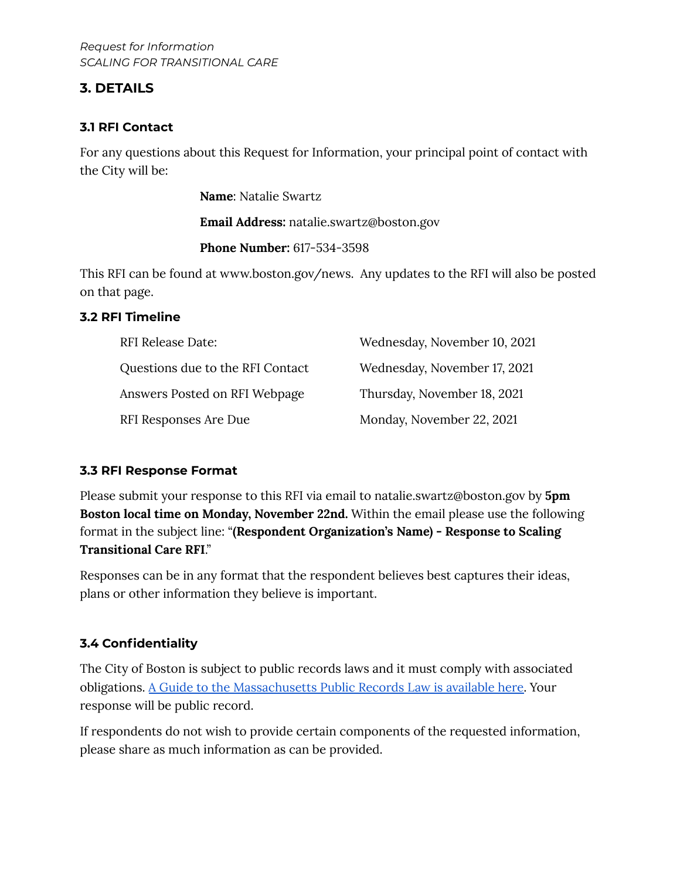## 3. DETAILS

### 3.1 RFI Contact

For any questions about this Request for Information, your principal point of contact with the City will be:

**Name**: Natalie Swartz

**Email Address:** natalie.swartz@boston.gov

**Phone Number:** 617-534-3598

This RFI can be found at www.boston.gov/news. Any updates to the RFI will also be posted on that page.

### 3.2 RFI Timeline

| | |
|---|---|
| RFI Release Date: | Wednesday, November 10, 2021 |
| Questions due to the RFI Contact | Wednesday, November 17, 2021 |
| Answers Posted on RFI Webpage | Thursday, November 18, 2021 |
| RFI Responses Are Due | Monday, November 22, 2021 |

### 3.3 RFI Response Format

Please submit your response to this RFI via email to natalie.swartz@boston.gov by **5pm Boston local time on Monday, November 22nd.** Within the email please use the following format in the subject line: "**(Respondent Organization's Name) - Response to Scaling Transitional Care RFI**."

Responses can be in any format that the respondent believes best captures their ideas, plans or other information they believe is important.

### 3.4 Confidentiality

The City of Boston is subject to public records laws and it must comply with associated obligations. A Guide to the Massachusetts Public Records Law is available here. Your response will be public record.

If respondents do not wish to provide certain components of the requested information, please share as much information as can be provided.